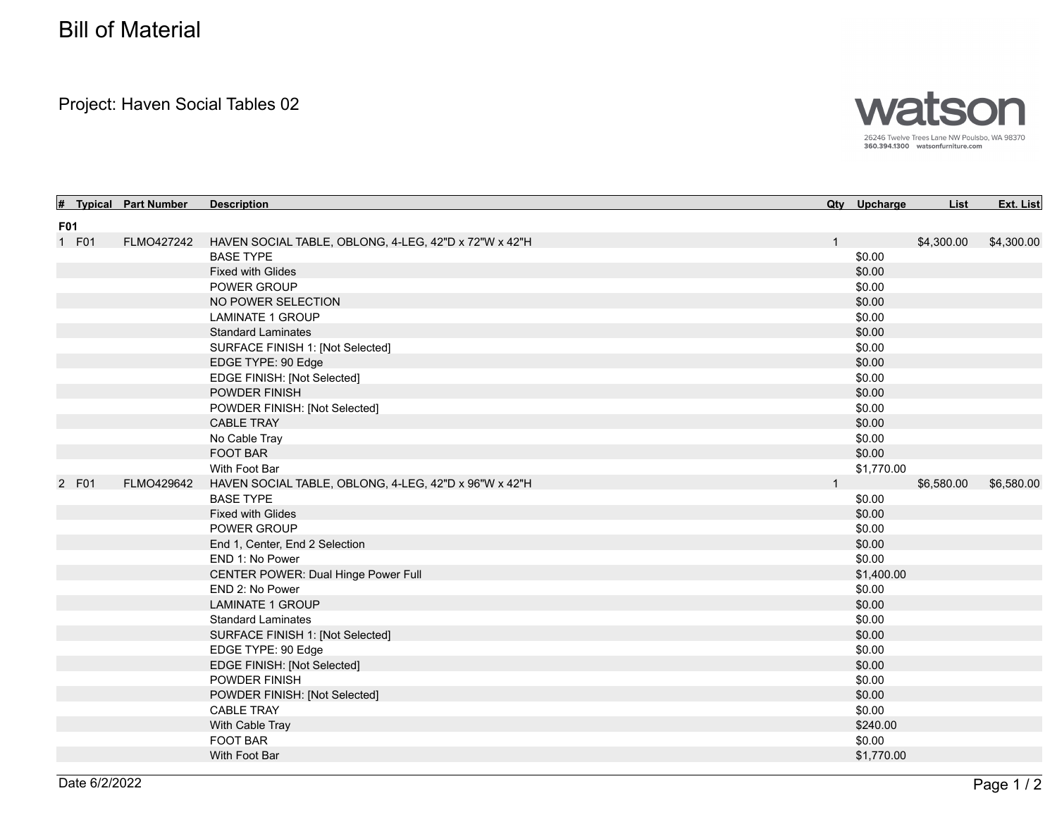# Bill of Material

Project: Haven Social Tables 02

watson

26246 Twelve Trees Lane NW Poulsbo, WA 98370
360.394.1300 watsonfurniture.com

| # | Typical | Part Number | Description | Qty | Upcharge | List | Ext. List |
|---|---|---|---|---|---|---|---|
| **F01** | | | | | | | |
| 1 | F01 | FLMO427242 | HAVEN SOCIAL TABLE, OBLONG, 4-LEG, 42"D x 72"W x 42"H | 1 | | $4,300.00 | $4,300.00 |
| | | | BASE TYPE | | $0.00 | | |
| | | | Fixed with Glides | | $0.00 | | |
| | | | POWER GROUP | | $0.00 | | |
| | | | NO POWER SELECTION | | $0.00 | | |
| | | | LAMINATE 1 GROUP | | $0.00 | | |
| | | | Standard Laminates | | $0.00 | | |
| | | | SURFACE FINISH 1: [Not Selected] | | $0.00 | | |
| | | | EDGE TYPE: 90 Edge | | $0.00 | | |
| | | | EDGE FINISH: [Not Selected] | | $0.00 | | |
| | | | POWDER FINISH | | $0.00 | | |
| | | | POWDER FINISH: [Not Selected] | | $0.00 | | |
| | | | CABLE TRAY | | $0.00 | | |
| | | | No Cable Tray | | $0.00 | | |
| | | | FOOT BAR | | $0.00 | | |
| | | | With Foot Bar | | $1,770.00 | | |
| 2 | F01 | FLMO429642 | HAVEN SOCIAL TABLE, OBLONG, 4-LEG, 42"D x 96"W x 42"H | 1 | | $6,580.00 | $6,580.00 |
| | | | BASE TYPE | | $0.00 | | |
| | | | Fixed with Glides | | $0.00 | | |
| | | | POWER GROUP | | $0.00 | | |
| | | | End 1, Center, End 2 Selection | | $0.00 | | |
| | | | END 1: No Power | | $0.00 | | |
| | | | CENTER POWER: Dual Hinge Power Full | | $1,400.00 | | |
| | | | END 2: No Power | | $0.00 | | |
| | | | LAMINATE 1 GROUP | | $0.00 | | |
| | | | Standard Laminates | | $0.00 | | |
| | | | SURFACE FINISH 1: [Not Selected] | | $0.00 | | |
| | | | EDGE TYPE: 90 Edge | | $0.00 | | |
| | | | EDGE FINISH: [Not Selected] | | $0.00 | | |
| | | | POWDER FINISH | | $0.00 | | |
| | | | POWDER FINISH: [Not Selected] | | $0.00 | | |
| | | | CABLE TRAY | | $0.00 | | |
| | | | With Cable Tray | | $240.00 | | |
| | | | FOOT BAR | | $0.00 | | |
| | | | With Foot Bar | | $1,770.00 | | |

Date 6/2/2022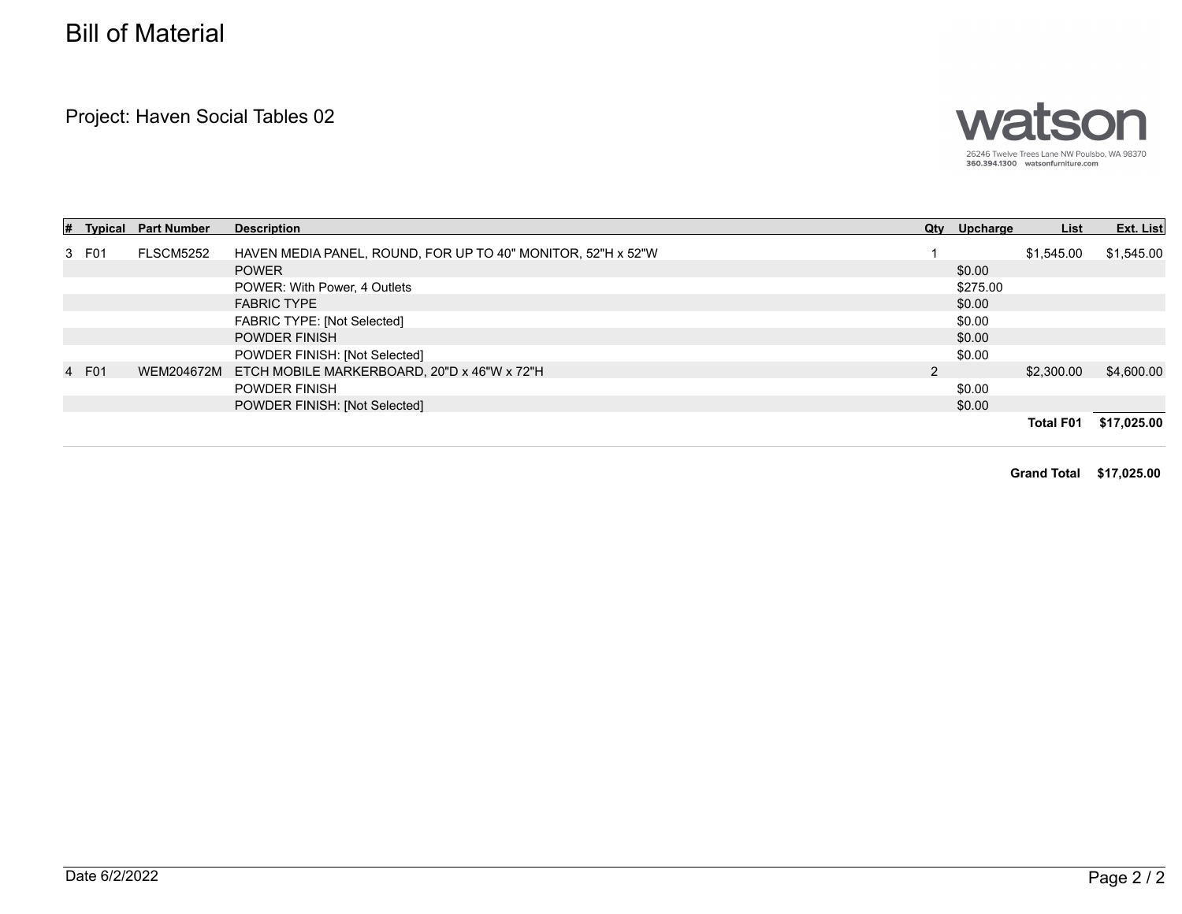# Bill of Material

Project: Haven Social Tables 02

watson

26246 Twelve Trees Lane NW Poulsbo, WA 98370
360.394.1300 watsonfurniture.com

| # | Typical | Part Number | Description | Qty | Upcharge | List | Ext. List |
|---|---|---|---|---|---|---|---|
| 3 | F01 | FLSCM5252 | HAVEN MEDIA PANEL, ROUND, FOR UP TO 40" MONITOR, 52"H x 52"W | 1 | | $1,545.00 | $1,545.00 |
| | | | POWER | | $0.00 | | |
| | | | POWER: With Power, 4 Outlets | | $275.00 | | |
| | | | FABRIC TYPE | | $0.00 | | |
| | | | FABRIC TYPE: [Not Selected] | | $0.00 | | |
| | | | POWDER FINISH | | $0.00 | | |
| | | | POWDER FINISH: [Not Selected] | | $0.00 | | |
| 4 | F01 | WEM204672M | ETCH MOBILE MARKERBOARD, 20"D x 46"W x 72"H | 2 | | $2,300.00 | $4,600.00 |
| | | | POWDER FINISH | | $0.00 | | |
| | | | POWDER FINISH: [Not Selected] | | $0.00 | | |
| | | | | | | **Total F01** | **$17,025.00** |

**Grand Total $17,025.00**

Date 6/2/2022